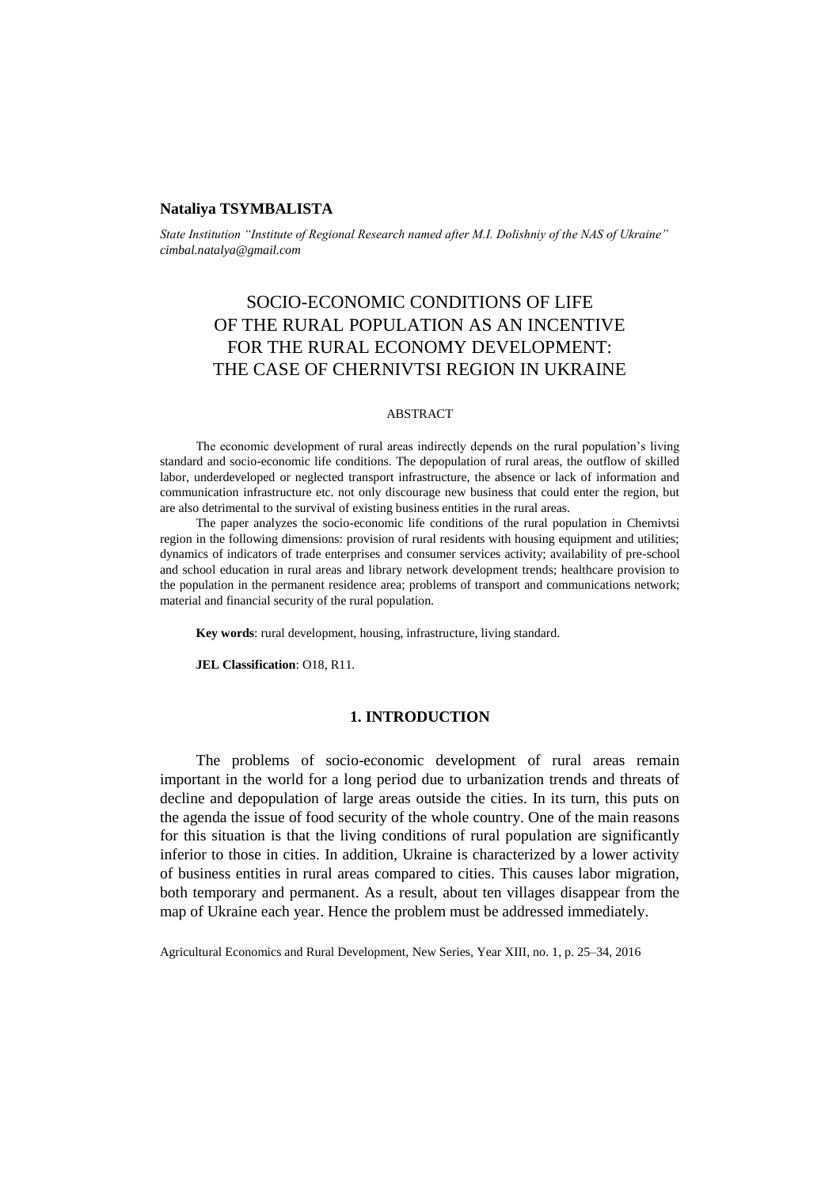**Nataliya TSYMBALISTA**

*State Institution "Institute of Regional Research named after M.I. Dolishniy of the NAS of Ukraine"*
*cimbal.natalya@gmail.com*

# SOCIO-ECONOMIC CONDITIONS OF LIFE OF THE RURAL POPULATION AS AN INCENTIVE FOR THE RURAL ECONOMY DEVELOPMENT: THE CASE OF CHERNIVTSI REGION IN UKRAINE

## ABSTRACT

The economic development of rural areas indirectly depends on the rural population's living standard and socio-economic life conditions. The depopulation of rural areas, the outflow of skilled labor, underdeveloped or neglected transport infrastructure, the absence or lack of information and communication infrastructure etc. not only discourage new business that could enter the region, but are also detrimental to the survival of existing business entities in the rural areas.

The paper analyzes the socio-economic life conditions of the rural population in Chernivtsi region in the following dimensions: provision of rural residents with housing equipment and utilities; dynamics of indicators of trade enterprises and consumer services activity; availability of pre-school and school education in rural areas and library network development trends; healthcare provision to the population in the permanent residence area; problems of transport and communications network; material and financial security of the rural population.

**Key words**: rural development, housing, infrastructure, living standard.

**JEL Classification**: O18, R11.

## 1. INTRODUCTION

The problems of socio-economic development of rural areas remain important in the world for a long period due to urbanization trends and threats of decline and depopulation of large areas outside the cities. In its turn, this puts on the agenda the issue of food security of the whole country. One of the main reasons for this situation is that the living conditions of rural population are significantly inferior to those in cities. In addition, Ukraine is characterized by a lower activity of business entities in rural areas compared to cities. This causes labor migration, both temporary and permanent. As a result, about ten villages disappear from the map of Ukraine each year. Hence the problem must be addressed immediately.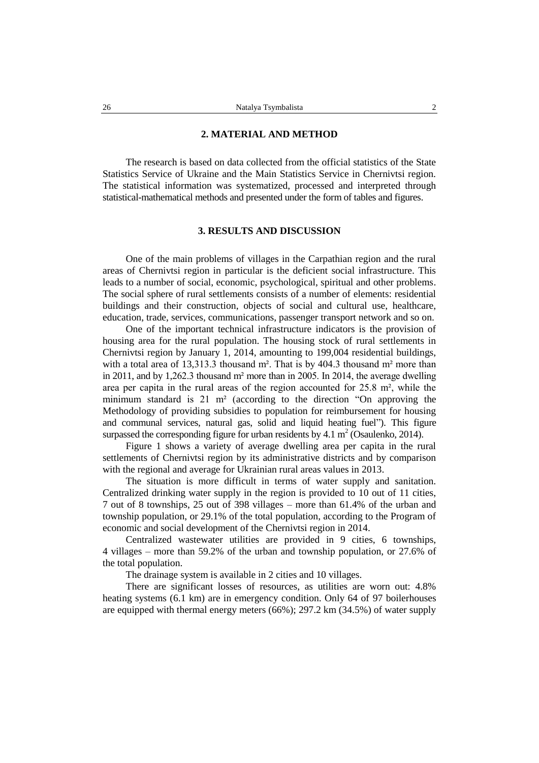## 2. MATERIAL AND METHOD

The research is based on data collected from the official statistics of the State Statistics Service of Ukraine and the Main Statistics Service in Chernivtsi region. The statistical information was systematized, processed and interpreted through statistical-mathematical methods and presented under the form of tables and figures.

## 3. RESULTS AND DISCUSSION

One of the main problems of villages in the Carpathian region and the rural areas of Chernivtsi region in particular is the deficient social infrastructure. This leads to a number of social, economic, psychological, spiritual and other problems. The social sphere of rural settlements consists of a number of elements: residential buildings and their construction, objects of social and cultural use, healthcare, education, trade, services, communications, passenger transport network and so on.

One of the important technical infrastructure indicators is the provision of housing area for the rural population. The housing stock of rural settlements in Chernivtsi region by January 1, 2014, amounting to 199,004 residential buildings, with a total area of 13,313.3 thousand m². That is by 404.3 thousand m² more than in 2011, and by 1,262.3 thousand m² more than in 2005. In 2014, the average dwelling area per capita in the rural areas of the region accounted for 25.8 m², while the minimum standard is 21 m² (according to the direction "On approving the Methodology of providing subsidies to population for reimbursement for housing and communal services, natural gas, solid and liquid heating fuel"). This figure surpassed the corresponding figure for urban residents by 4.1 $m^2$ (Osaulenko, 2014).

Figure 1 shows a variety of average dwelling area per capita in the rural settlements of Chernivtsi region by its administrative districts and by comparison with the regional and average for Ukrainian rural areas values in 2013.

The situation is more difficult in terms of water supply and sanitation. Centralized drinking water supply in the region is provided to 10 out of 11 cities, 7 out of 8 townships, 25 out of 398 villages – more than 61.4% of the urban and township population, or 29.1% of the total population, according to the Program of economic and social development of the Chernivtsi region in 2014.

Centralized wastewater utilities are provided in 9 cities, 6 townships, 4 villages – more than 59.2% of the urban and township population, or 27.6% of the total population.

The drainage system is available in 2 cities and 10 villages.

There are significant losses of resources, as utilities are worn out: 4.8% heating systems (6.1 km) are in emergency condition. Only 64 of 97 boilerhouses are equipped with thermal energy meters (66%); 297.2 km (34.5%) of water supply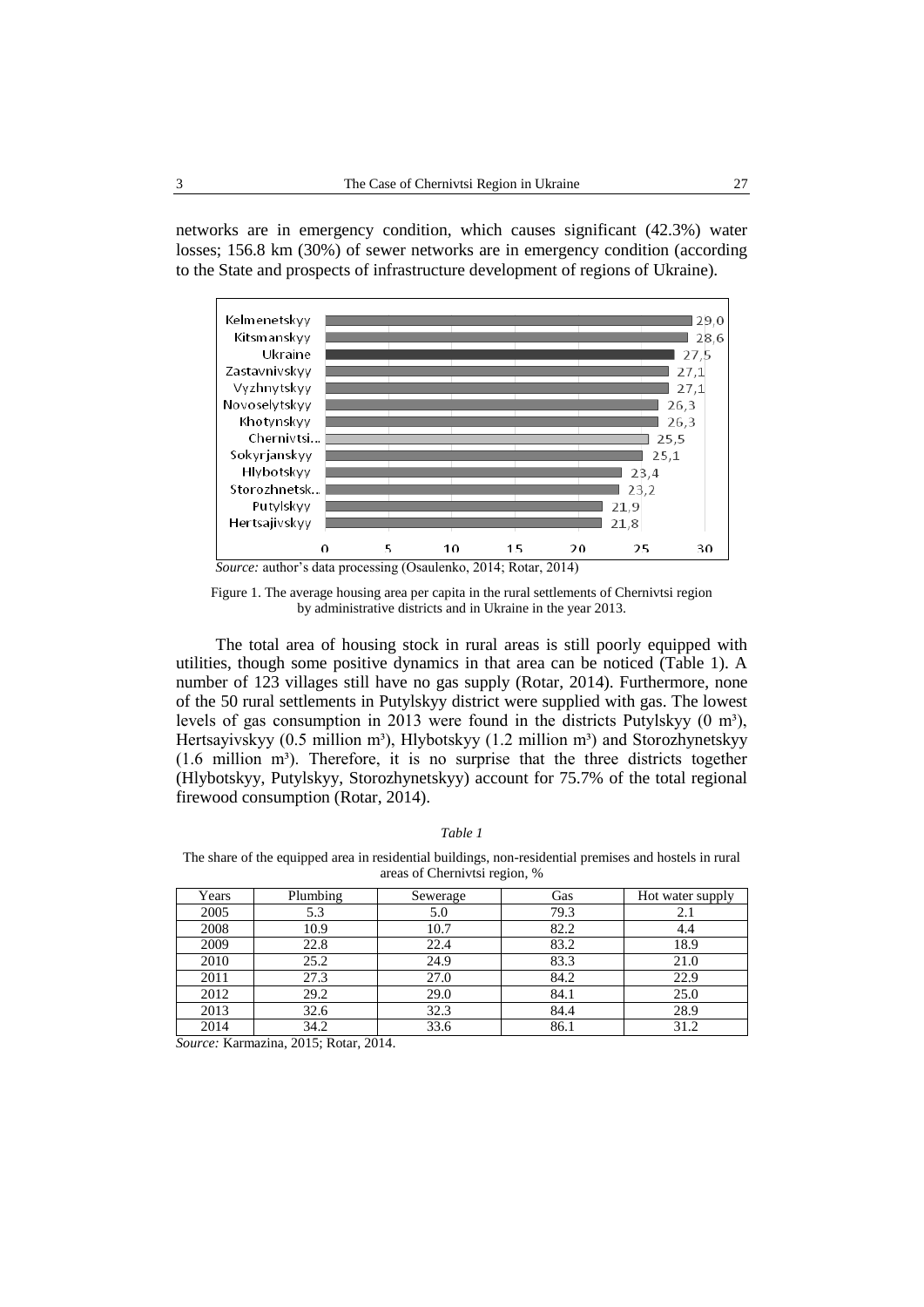networks are in emergency condition, which causes significant (42.3%) water losses; 156.8 km (30%) of sewer networks are in emergency condition (according to the State and prospects of infrastructure development of regions of Ukraine).

| District | Value |
|---|---|
| Kelmenetskyy | 29,0 |
| Kitsmanskyy | 28,6 |
| Ukraine | 27,5 |
| Zastavnivskyy | 27,1 |
| Vyzhnytskyy | 27,1 |
| Novoselytskyy | 26,3 |
| Khotynskyy | 26,3 |
| Chernivtsi... | 25,5 |
| Sokyrjanskyy | 25,1 |
| Hlybotskyy | 23,4 |
| Storozhnetsk... | 23,2 |
| Putylskyy | 21,9 |
| Hertsajivskyy | 21,8 |

*Source:* author's data processing (Osaulenko, 2014; Rotar, 2014)

Figure 1. The average housing area per capita in the rural settlements of Chernivtsi region by administrative districts and in Ukraine in the year 2013.

The total area of housing stock in rural areas is still poorly equipped with utilities, though some positive dynamics in that area can be noticed (Table 1). A number of 123 villages still have no gas supply (Rotar, 2014). Furthermore, none of the 50 rural settlements in Putylskyy district were supplied with gas. The lowest levels of gas consumption in 2013 were found in the districts Putylskyy (0 m³), Hertsayivskyy (0.5 million m³), Hlybotskyy (1.2 million m³) and Storozhynetskyy (1.6 million m³). Therefore, it is no surprise that the three districts together (Hlybotskyy, Putylskyy, Storozhynetskyy) account for 75.7% of the total regional firewood consumption (Rotar, 2014).

*Table 1*

The share of the equipped area in residential buildings, non-residential premises and hostels in rural areas of Chernivtsi region, %

| Years | Plumbing | Sewerage | Gas | Hot water supply |
|---|---|---|---|---|
| 2005 | 5.3 | 5.0 | 79.3 | 2.1 |
| 2008 | 10.9 | 10.7 | 82.2 | 4.4 |
| 2009 | 22.8 | 22.4 | 83.2 | 18.9 |
| 2010 | 25.2 | 24.9 | 83.3 | 21.0 |
| 2011 | 27.3 | 27.0 | 84.2 | 22.9 |
| 2012 | 29.2 | 29.0 | 84.1 | 25.0 |
| 2013 | 32.6 | 32.3 | 84.4 | 28.9 |
| 2014 | 34.2 | 33.6 | 86.1 | 31.2 |

*Source:* Karmazina, 2015; Rotar, 2014.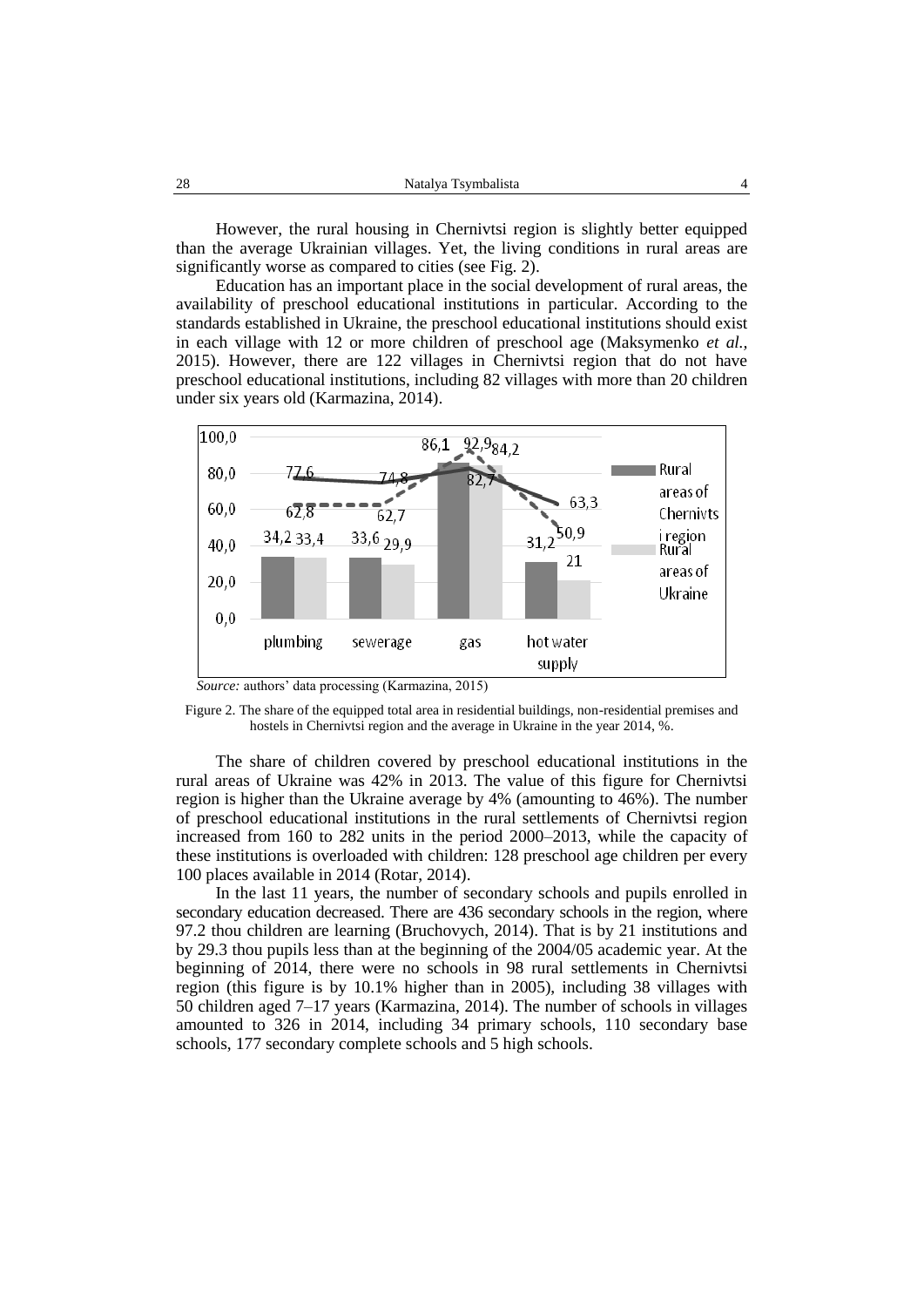However, the rural housing in Chernivtsi region is slightly better equipped than the average Ukrainian villages. Yet, the living conditions in rural areas are significantly worse as compared to cities (see Fig. 2).

Education has an important place in the social development of rural areas, the availability of preschool educational institutions in particular. According to the standards established in Ukraine, the preschool educational institutions should exist in each village with 12 or more children of preschool age (Maksymenko *et al.*, 2015). However, there are 122 villages in Chernivtsi region that do not have preschool educational institutions, including 82 villages with more than 20 children under six years old (Karmazina, 2014).

*Source:* authors' data processing (Karmazina, 2015)

Figure 2. The share of the equipped total area in residential buildings, non-residential premises and hostels in Chernivtsi region and the average in Ukraine in the year 2014, %.

The share of children covered by preschool educational institutions in the rural areas of Ukraine was 42% in 2013. The value of this figure for Chernivtsi region is higher than the Ukraine average by 4% (amounting to 46%). The number of preschool educational institutions in the rural settlements of Chernivtsi region increased from 160 to 282 units in the period 2000–2013, while the capacity of these institutions is overloaded with children: 128 preschool age children per every 100 places available in 2014 (Rotar, 2014).

In the last 11 years, the number of secondary schools and pupils enrolled in secondary education decreased. There are 436 secondary schools in the region, where 97.2 thou children are learning (Bruchovych, 2014). That is by 21 institutions and by 29.3 thou pupils less than at the beginning of the 2004/05 academic year. At the beginning of 2014, there were no schools in 98 rural settlements in Chernivtsi region (this figure is by 10.1% higher than in 2005), including 38 villages with 50 children aged 7–17 years (Karmazina, 2014). The number of schools in villages amounted to 326 in 2014, including 34 primary schools, 110 secondary base schools, 177 secondary complete schools and 5 high schools.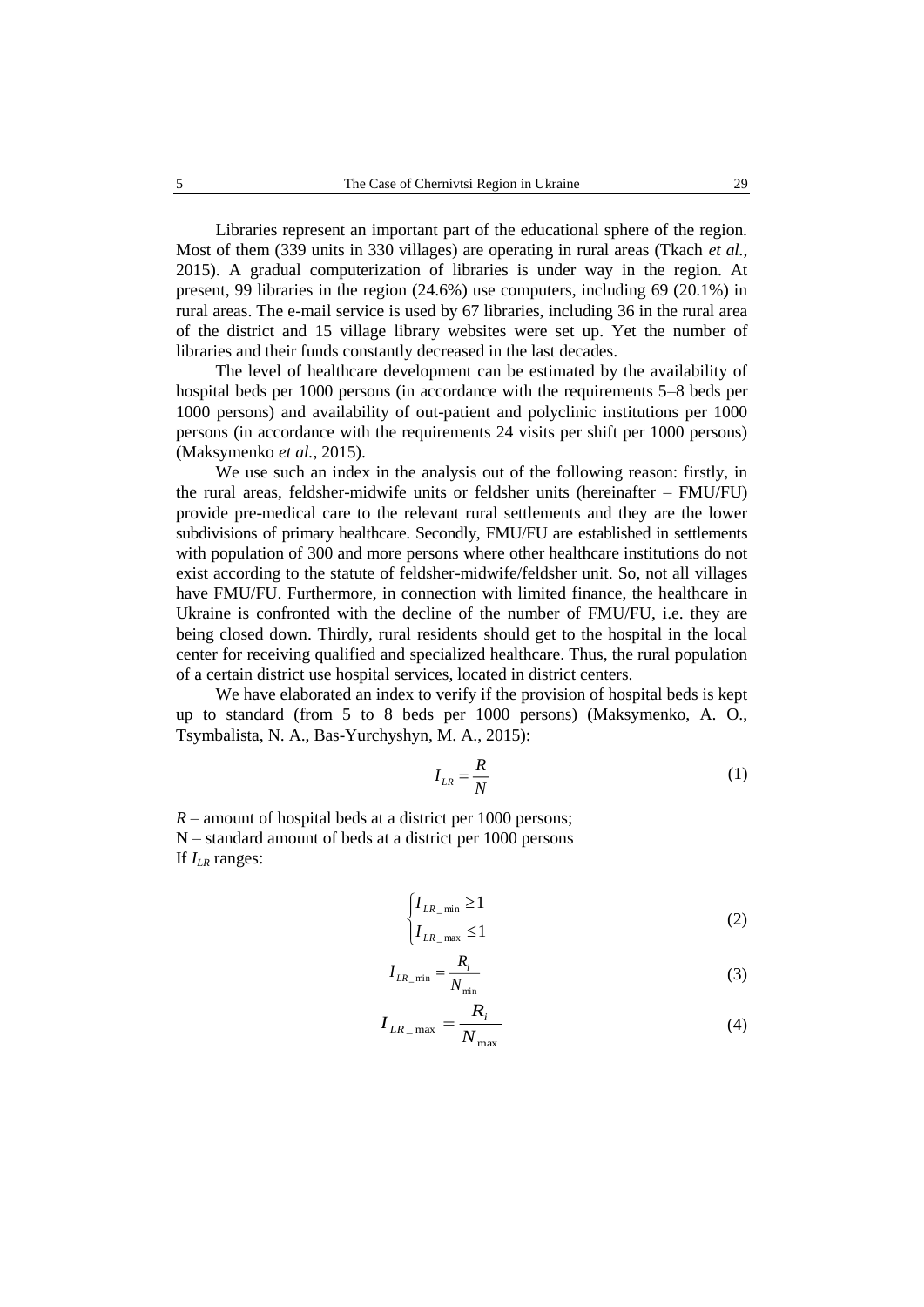Libraries represent an important part of the educational sphere of the region. Most of them (339 units in 330 villages) are operating in rural areas (Tkach *et al.*, 2015). A gradual computerization of libraries is under way in the region. At present, 99 libraries in the region (24.6%) use computers, including 69 (20.1%) in rural areas. The e-mail service is used by 67 libraries, including 36 in the rural area of the district and 15 village library websites were set up. Yet the number of libraries and their funds constantly decreased in the last decades.

The level of healthcare development can be estimated by the availability of hospital beds per 1000 persons (in accordance with the requirements 5–8 beds per 1000 persons) and availability of out-patient and polyclinic institutions per 1000 persons (in accordance with the requirements 24 visits per shift per 1000 persons) (Maksymenko *et al.*, 2015).

We use such an index in the analysis out of the following reason: firstly, in the rural areas, feldsher-midwife units or feldsher units (hereinafter – FMU/FU) provide pre-medical care to the relevant rural settlements and they are the lower subdivisions of primary healthcare. Secondly, FMU/FU are established in settlements with population of 300 and more persons where other healthcare institutions do not exist according to the statute of feldsher-midwife/feldsher unit. So, not all villages have FMU/FU. Furthermore, in connection with limited finance, the healthcare in Ukraine is confronted with the decline of the number of FMU/FU, i.e. they are being closed down. Thirdly, rural residents should get to the hospital in the local center for receiving qualified and specialized healthcare. Thus, the rural population of a certain district use hospital services, located in district centers.

We have elaborated an index to verify if the provision of hospital beds is kept up to standard (from 5 to 8 beds per 1000 persons) (Maksymenko, A. O., Tsymbalista, N. A., Bas-Yurchyshyn, M. A., 2015):

$$I_{LR} = \frac{R}{N} \tag{1}$$

$R$ – amount of hospital beds at a district per 1000 persons;
N – standard amount of beds at a district per 1000 persons
If $I_{LR}$ ranges:

$$\begin{cases} I_{LR\_\min} \geq 1 \\ I_{LR\_\max} \leq 1 \end{cases} \tag{2}$$

$$I_{LR\_\min} = \frac{R_i}{N_{\min}} \tag{3}$$

$$I_{LR\_\max} = \frac{R_i}{N_{\max}} \tag{4}$$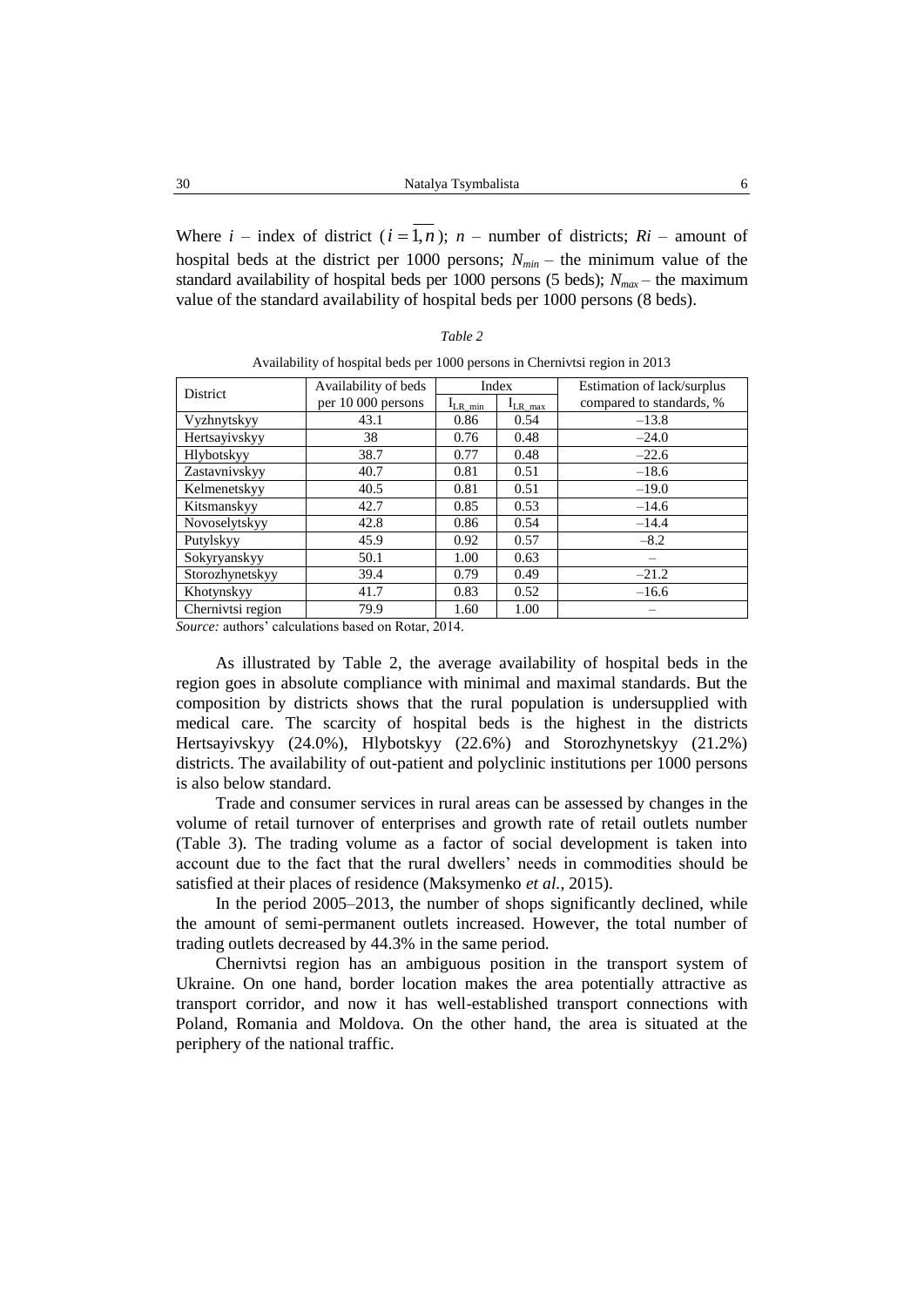Where $i$ – index of district ($i = \overline{1, n}$); $n$ – number of districts; $Ri$ – amount of hospital beds at the district per 1000 persons; $N_{min}$ – the minimum value of the standard availability of hospital beds per 1000 persons (5 beds); $N_{max}$ – the maximum value of the standard availability of hospital beds per 1000 persons (8 beds).

*Table 2*

Availability of hospital beds per 1000 persons in Chernivtsi region in 2013

| District | Availability of beds per 10 000 persons | Index | | Estimation of lack/surplus compared to standards, % |
|---|---|---|---|---|
| | | $I_{LR\_min}$ | $I_{LR\_max}$ | |
| Vyzhnytskyy | 43.1 | 0.86 | 0.54 | –13.8 |
| Hertsayivskyy | 38 | 0.76 | 0.48 | –24.0 |
| Hlybotskyy | 38.7 | 0.77 | 0.48 | –22.6 |
| Zastavnivskyy | 40.7 | 0.81 | 0.51 | –18.6 |
| Kelmenetskyy | 40.5 | 0.81 | 0.51 | –19.0 |
| Kitsmanskyy | 42.7 | 0.85 | 0.53 | –14.6 |
| Novoselytskyy | 42.8 | 0.86 | 0.54 | –14.4 |
| Putylskyy | 45.9 | 0.92 | 0.57 | –8.2 |
| Sokyryanskyy | 50.1 | 1.00 | 0.63 | – |
| Storozhynetskyy | 39.4 | 0.79 | 0.49 | –21.2 |
| Khotynskyy | 41.7 | 0.83 | 0.52 | –16.6 |
| Chernivtsi region | 79.9 | 1.60 | 1.00 | – |

*Source:* authors' calculations based on Rotar, 2014.

As illustrated by Table 2, the average availability of hospital beds in the region goes in absolute compliance with minimal and maximal standards. But the composition by districts shows that the rural population is undersupplied with medical care. The scarcity of hospital beds is the highest in the districts Hertsayivskyy (24.0%), Hlybotskyy (22.6%) and Storozhynetskyy (21.2%) districts. The availability of out-patient and polyclinic institutions per 1000 persons is also below standard.

Trade and consumer services in rural areas can be assessed by changes in the volume of retail turnover of enterprises and growth rate of retail outlets number (Table 3). The trading volume as a factor of social development is taken into account due to the fact that the rural dwellers' needs in commodities should be satisfied at their places of residence (Maksymenko *et al.*, 2015).

In the period 2005–2013, the number of shops significantly declined, while the amount of semi-permanent outlets increased. However, the total number of trading outlets decreased by 44.3% in the same period.

Chernivtsi region has an ambiguous position in the transport system of Ukraine. On one hand, border location makes the area potentially attractive as transport corridor, and now it has well-established transport connections with Poland, Romania and Moldova. On the other hand, the area is situated at the periphery of the national traffic.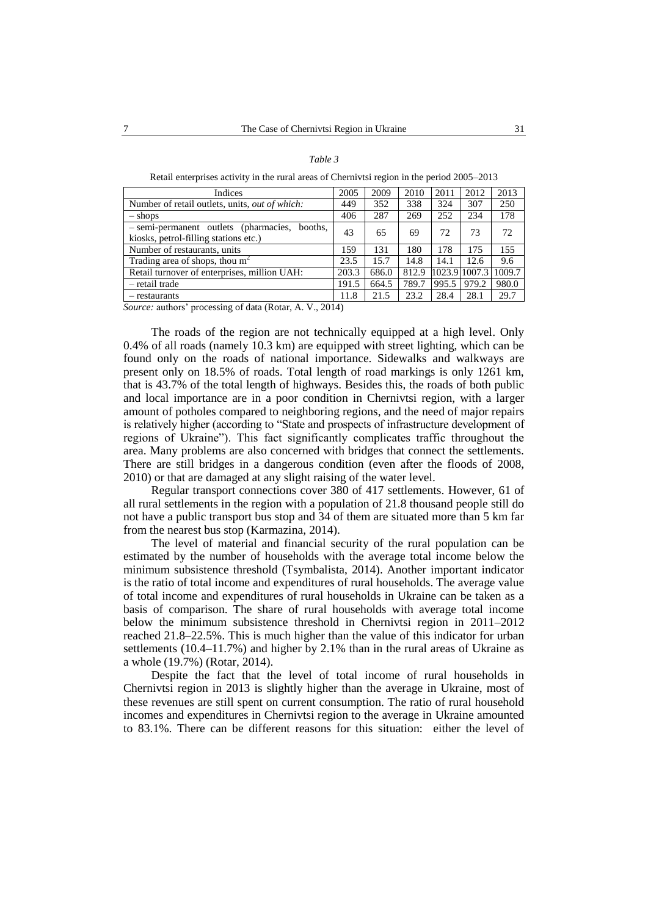*Table 3*

Retail enterprises activity in the rural areas of Chernivtsi region in the period 2005–2013

| Indices | 2005 | 2009 | 2010 | 2011 | 2012 | 2013 |
|---|---|---|---|---|---|---|
| Number of retail outlets, units, *out of which:* | 449 | 352 | 338 | 324 | 307 | 250 |
| – shops | 406 | 287 | 269 | 252 | 234 | 178 |
| – semi-permanent outlets (pharmacies, booths, kiosks, petrol-filling stations etc.) | 43 | 65 | 69 | 72 | 73 | 72 |
| Number of restaurants, units | 159 | 131 | 180 | 178 | 175 | 155 |
| Trading area of shops, thou m$^2$ | 23.5 | 15.7 | 14.8 | 14.1 | 12.6 | 9.6 |
| Retail turnover of enterprises, million UAH: | 203.3 | 686.0 | 812.9 | 1023.9 | 1007.3 | 1009.7 |
| – retail trade | 191.5 | 664.5 | 789.7 | 995.5 | 979.2 | 980.0 |
| – restaurants | 11.8 | 21.5 | 23.2 | 28.4 | 28.1 | 29.7 |

*Source:* authors' processing of data (Rotar, A. V., 2014)

The roads of the region are not technically equipped at a high level. Only 0.4% of all roads (namely 10.3 km) are equipped with street lighting, which can be found only on the roads of national importance. Sidewalks and walkways are present only on 18.5% of roads. Total length of road markings is only 1261 km, that is 43.7% of the total length of highways. Besides this, the roads of both public and local importance are in a poor condition in Chernivtsi region, with a larger amount of potholes compared to neighboring regions, and the need of major repairs is relatively higher (according to "State and prospects of infrastructure development of regions of Ukraine"). This fact significantly complicates traffic throughout the area. Many problems are also concerned with bridges that connect the settlements. There are still bridges in a dangerous condition (even after the floods of 2008, 2010) or that are damaged at any slight raising of the water level.

Regular transport connections cover 380 of 417 settlements. However, 61 of all rural settlements in the region with a population of 21.8 thousand people still do not have a public transport bus stop and 34 of them are situated more than 5 km far from the nearest bus stop (Karmazina, 2014).

The level of material and financial security of the rural population can be estimated by the number of households with the average total income below the minimum subsistence threshold (Tsymbalista, 2014). Another important indicator is the ratio of total income and expenditures of rural households. The average value of total income and expenditures of rural households in Ukraine can be taken as a basis of comparison. The share of rural households with average total income below the minimum subsistence threshold in Chernivtsi region in 2011–2012 reached 21.8–22.5%. This is much higher than the value of this indicator for urban settlements (10.4–11.7%) and higher by 2.1% than in the rural areas of Ukraine as a whole (19.7%) (Rotar, 2014).

Despite the fact that the level of total income of rural households in Chernivtsi region in 2013 is slightly higher than the average in Ukraine, most of these revenues are still spent on current consumption. The ratio of rural household incomes and expenditures in Chernivtsi region to the average in Ukraine amounted to 83.1%. There can be different reasons for this situation: either the level of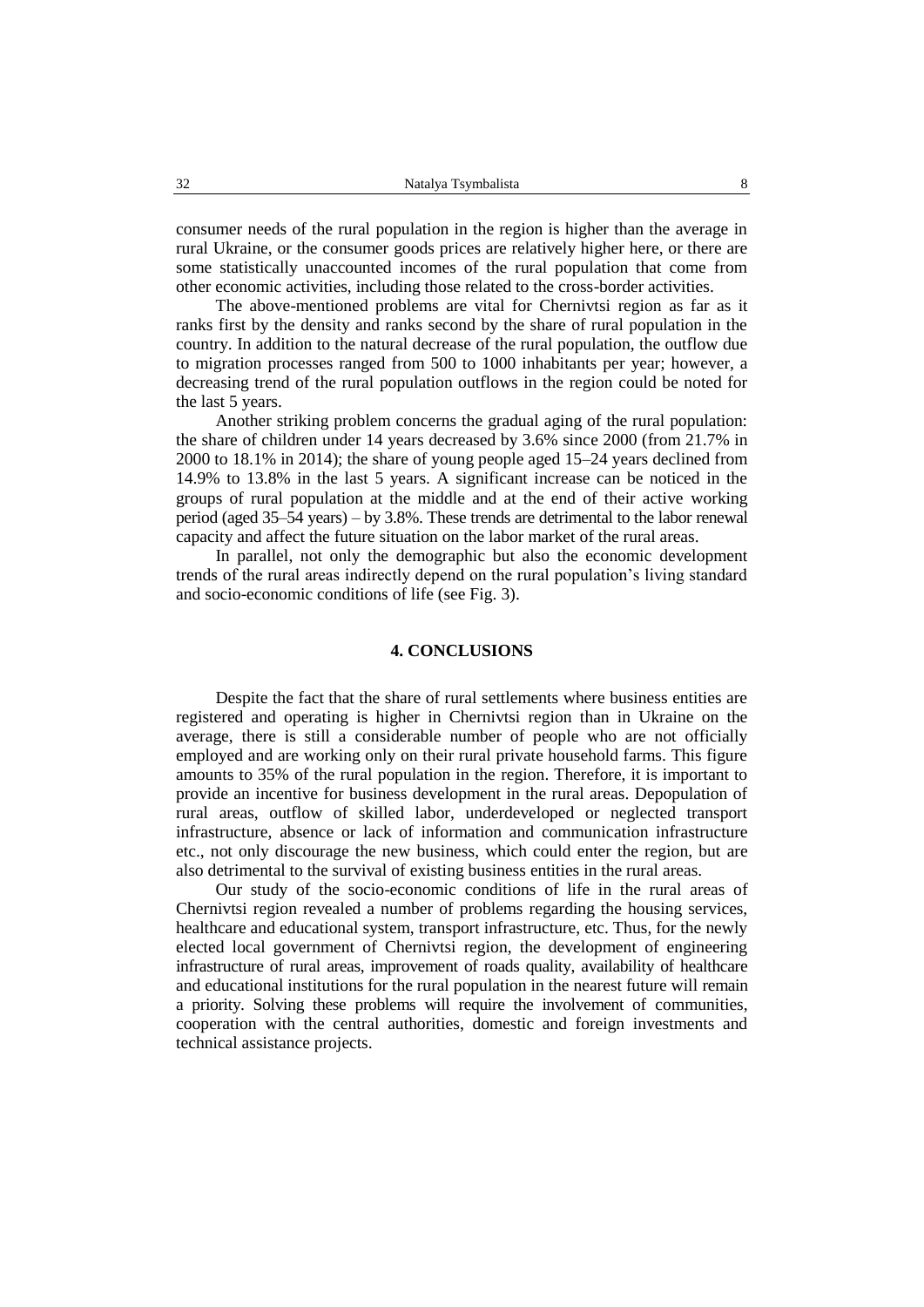consumer needs of the rural population in the region is higher than the average in rural Ukraine, or the consumer goods prices are relatively higher here, or there are some statistically unaccounted incomes of the rural population that come from other economic activities, including those related to the cross-border activities.

The above-mentioned problems are vital for Chernivtsi region as far as it ranks first by the density and ranks second by the share of rural population in the country. In addition to the natural decrease of the rural population, the outflow due to migration processes ranged from 500 to 1000 inhabitants per year; however, a decreasing trend of the rural population outflows in the region could be noted for the last 5 years.

Another striking problem concerns the gradual aging of the rural population: the share of children under 14 years decreased by 3.6% since 2000 (from 21.7% in 2000 to 18.1% in 2014); the share of young people aged 15–24 years declined from 14.9% to 13.8% in the last 5 years. A significant increase can be noticed in the groups of rural population at the middle and at the end of their active working period (aged 35–54 years) – by 3.8%. These trends are detrimental to the labor renewal capacity and affect the future situation on the labor market of the rural areas.

In parallel, not only the demographic but also the economic development trends of the rural areas indirectly depend on the rural population's living standard and socio-economic conditions of life (see Fig. 3).

## 4. CONCLUSIONS

Despite the fact that the share of rural settlements where business entities are registered and operating is higher in Chernivtsi region than in Ukraine on the average, there is still a considerable number of people who are not officially employed and are working only on their rural private household farms. This figure amounts to 35% of the rural population in the region. Therefore, it is important to provide an incentive for business development in the rural areas. Depopulation of rural areas, outflow of skilled labor, underdeveloped or neglected transport infrastructure, absence or lack of information and communication infrastructure etc., not only discourage the new business, which could enter the region, but are also detrimental to the survival of existing business entities in the rural areas.

Our study of the socio-economic conditions of life in the rural areas of Chernivtsi region revealed a number of problems regarding the housing services, healthcare and educational system, transport infrastructure, etc. Thus, for the newly elected local government of Chernivtsi region, the development of engineering infrastructure of rural areas, improvement of roads quality, availability of healthcare and educational institutions for the rural population in the nearest future will remain a priority. Solving these problems will require the involvement of communities, cooperation with the central authorities, domestic and foreign investments and technical assistance projects.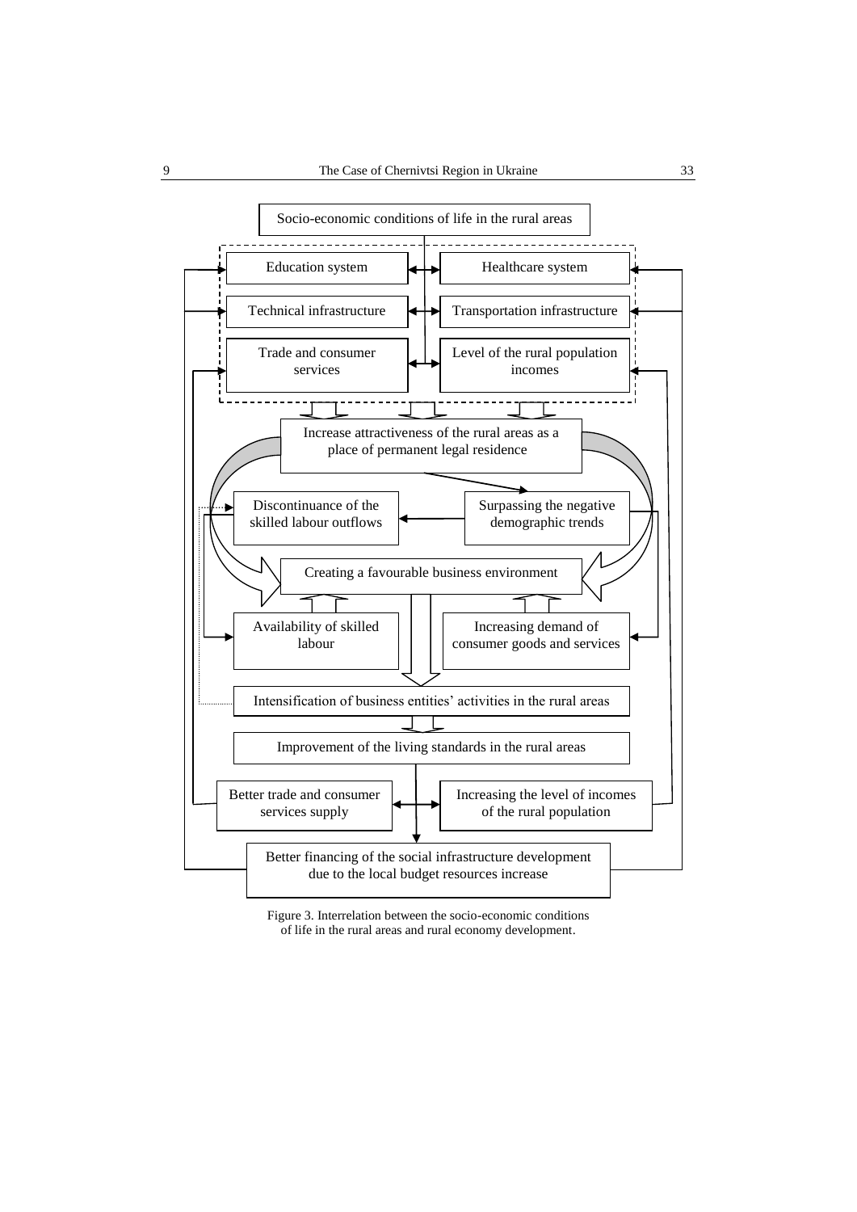Socio-economic conditions of life in the rural areas

Education system

Healthcare system

Technical infrastructure

Transportation infrastructure

Trade and consumer services

Level of the rural population incomes

Increase attractiveness of the rural areas as a place of permanent legal residence

Discontinuance of the skilled labour outflows

Surpassing the negative demographic trends

Creating a favourable business environment

Availability of skilled labour

Increasing demand of consumer goods and services

Intensification of business entities' activities in the rural areas

Improvement of the living standards in the rural areas

Better trade and consumer services supply

Increasing the level of incomes of the rural population

Better financing of the social infrastructure development due to the local budget resources increase

Figure 3. Interrelation between the socio-economic conditions of life in the rural areas and rural economy development.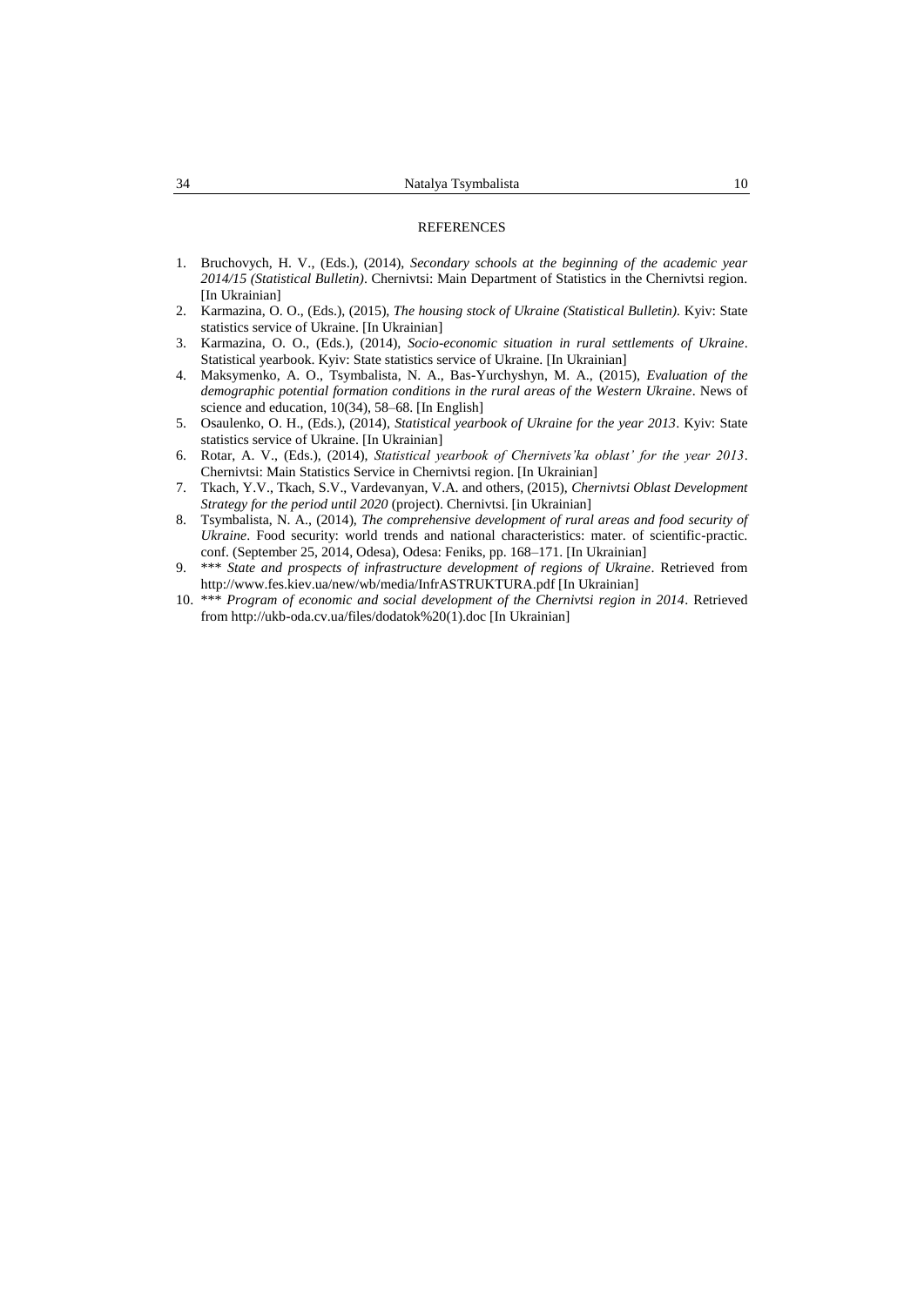## REFERENCES

1. Bruchovych, H. V., (Eds.), (2014), *Secondary schools at the beginning of the academic year 2014/15 (Statistical Bulletin)*. Chernivtsi: Main Department of Statistics in the Chernivtsi region. [In Ukrainian]
2. Karmazina, O. O., (Eds.), (2015), *The housing stock of Ukraine (Statistical Bulletin)*. Kyiv: State statistics service of Ukraine. [In Ukrainian]
3. Karmazina, O. O., (Eds.), (2014), *Socio-economic situation in rural settlements of Ukraine*. Statistical yearbook. Kyiv: State statistics service of Ukraine. [In Ukrainian]
4. Maksymenko, A. O., Tsymbalista, N. A., Bas-Yurchyshyn, M. A., (2015), *Evaluation of the demographic potential formation conditions in the rural areas of the Western Ukraine*. News of science and education, 10(34), 58–68. [In English]
5. Osaulenko, O. H., (Eds.), (2014), *Statistical yearbook of Ukraine for the year 2013*. Kyiv: State statistics service of Ukraine. [In Ukrainian]
6. Rotar, A. V., (Eds.), (2014), *Statistical yearbook of Chernivets'ka oblast' for the year 2013*. Chernivtsi: Main Statistics Service in Chernivtsi region. [In Ukrainian]
7. Tkach, Y.V., Tkach, S.V., Vardevanyan, V.A. and others, (2015), *Chernivtsi Oblast Development Strategy for the period until 2020* (project). Chernivtsi. [in Ukrainian]
8. Tsymbalista, N. A., (2014), *The comprehensive development of rural areas and food security of Ukraine*. Food security: world trends and national characteristics: mater. of scientific-practic. conf. (September 25, 2014, Odesa), Odesa: Feniks, pp. 168–171. [In Ukrainian]
9. *** *State and prospects of infrastructure development of regions of Ukraine*. Retrieved from http://www.fes.kiev.ua/new/wb/media/InfrASTRUKTURA.pdf [In Ukrainian]
10. *** *Program of economic and social development of the Chernivtsi region in 2014*. Retrieved from http://ukb-oda.cv.ua/files/dodatok%20(1).doc [In Ukrainian]